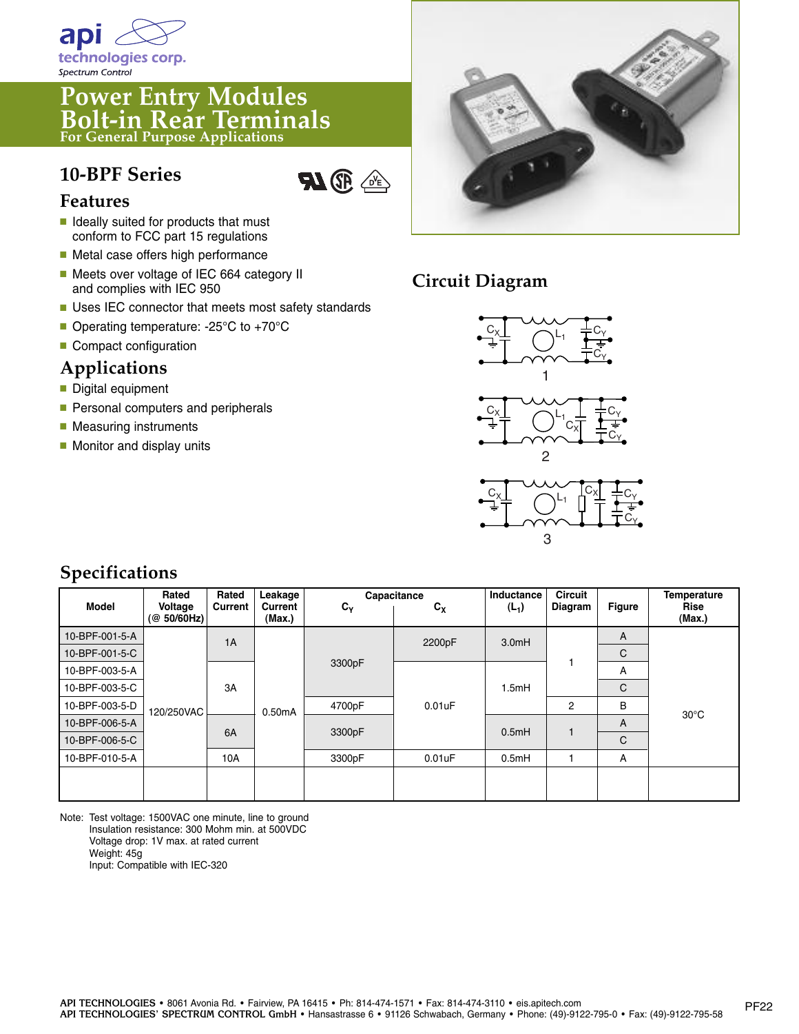api technologies corp.
Spectrum Control

# Power Entry Modules Bolt-in Rear Terminals
For General Purpose Applications

## 10-BPF Series

### Features

- Ideally suited for products that must conform to FCC part 15 regulations
- Metal case offers high performance
- Meets over voltage of IEC 664 category II and complies with IEC 950
- Uses IEC connector that meets most safety standards
- Operating temperature: -25°C to +70°C
- Compact configuration

### Applications

- Digital equipment
- Personal computers and peripherals
- Measuring instruments
- Monitor and display units

## Circuit Diagram

1

2

3

## Specifications

| Model | Rated Voltage (@ 50/60Hz) | Rated Current | Leakage Current (Max.) | Capacitance | | Inductance ($L_1$) | Circuit Diagram | Figure | Temperature Rise (Max.) |
|---|---|---|---|---|---|---|---|---|---|
| | | | | $C_Y$ | $C_X$ | | | | |
| 10-BPF-001-5-A | 120/250VAC | 1A | 0.50mA | 3300pF | 2200pF | 3.0mH | 1 | A | 30°C |
| 10-BPF-001-5-C | 120/250VAC | 1A | 0.50mA | 3300pF | 2200pF | 3.0mH | 1 | C | 30°C |
| 10-BPF-003-5-A | 120/250VAC | 3A | 0.50mA | 3300pF | 0.01uF | 1.5mH | 1 | A | 30°C |
| 10-BPF-003-5-C | 120/250VAC | 3A | 0.50mA | 3300pF | 0.01uF | 1.5mH | 1 | C | 30°C |
| 10-BPF-003-5-D | 120/250VAC | 3A | 0.50mA | 4700pF | 0.01uF | 1.5mH | 2 | B | 30°C |
| 10-BPF-006-5-A | 120/250VAC | 6A | 0.50mA | 3300pF | 0.01uF | 0.5mH | 1 | A | 30°C |
| 10-BPF-006-5-C | 120/250VAC | 6A | 0.50mA | 3300pF | 0.01uF | 0.5mH | 1 | C | 30°C |
| 10-BPF-010-5-A | 120/250VAC | 10A | 0.50mA | 3300pF | 0.01uF | 0.5mH | 1 | A | 30°C |

Note: Test voltage: 1500VAC one minute, line to ground
Insulation resistance: 300 Mohm min. at 500VDC
Voltage drop: 1V max. at rated current
Weight: 45g
Input: Compatible with IEC-320

API TECHNOLOGIES • 8061 Avonia Rd. • Fairview, PA 16415 • Ph: 814-474-1571 • Fax: 814-474-3110 • eis.apitech.com
API TECHNOLOGIES' SPECTRUM CONTROL GmbH • Hansastrasse 6 • 91126 Schwabach, Germany • Phone: (49)-9122-795-0 • Fax: (49)-9122-795-58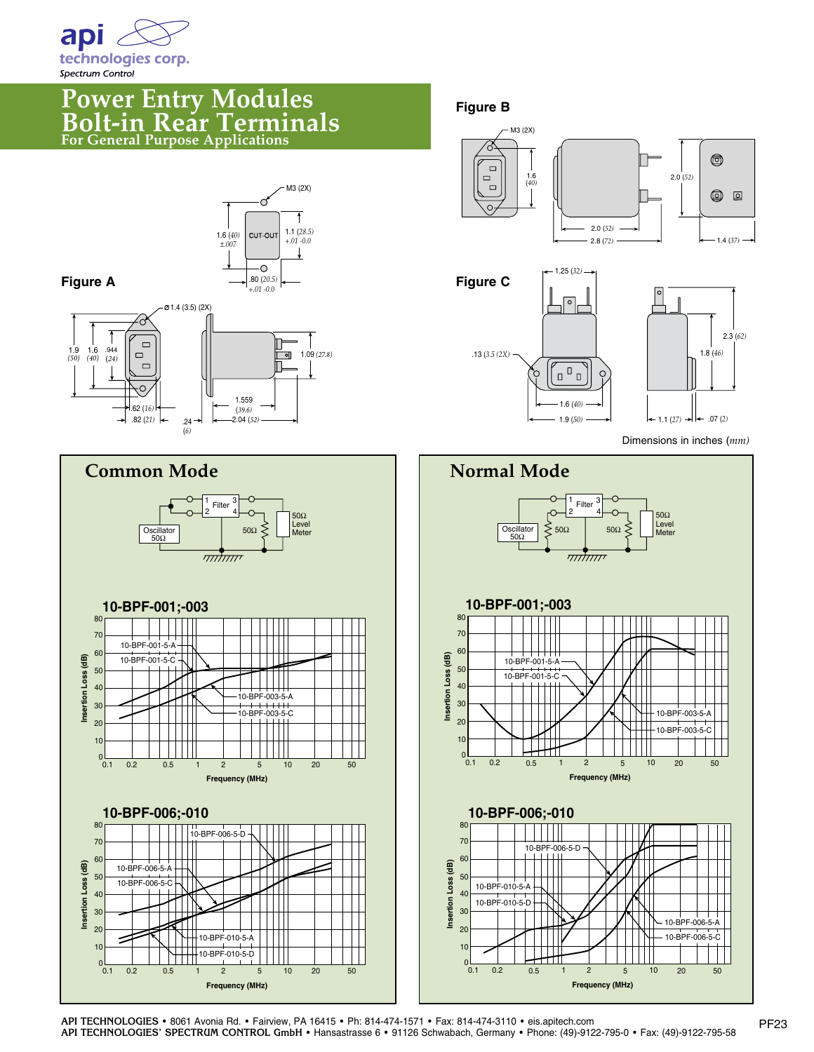# Power Entry Modules Bolt-in Rear Terminals

## For General Purpose Applications

**Figure A**

M3 (2X)

1.6 (40) ±.007

CUT-OUT

1.1 (28.5) +.01 -0.0

.80 (20.5) +.01 -0.0

Ø1.4 (3.5) (2X)

1.9 (50)

1.6 (40)

.944 (24)

.62 (16)

.82 (21)

.24 (6)

1.559 (39.6)

2.04 (52)

1.09 (27.8)

**Figure B**

M3 (2X)

1.6 (40)

2.0 (52)

2.8 (72)

2.0 (52)

1.4 (37)

**Figure C**

1.25 (32)

.13 (3.5 (2X)

1.6 (40)

1.9 (50)

2.3 (62)

1.8 (46)

1.1 (27)

.07 (2)

Dimensions in inches (*mm*)

## Common Mode

Filter 1 2 3 4

Oscillator 50Ω

50Ω

50Ω Level Meter

### 10-BPF-001;-003

Insertion Loss (dB)

Frequency (MHz)

10-BPF-001-5-A

10-BPF-001-5-C

10-BPF-003-5-A

10-BPF-003-5-C

### 10-BPF-006;-010

Insertion Loss (dB)

Frequency (MHz)

10-BPF-006-5-D

10-BPF-006-5-A

10-BPF-006-5-C

10-BPF-010-5-A

10-BPF-010-5-D

## Normal Mode

Filter 1 2 3 4

Oscillator 50Ω

50Ω

50Ω

50Ω Level Meter

### 10-BPF-001;-003

Insertion Loss (dB)

Frequency (MHz)

10-BPF-001-5-A

10-BPF-001-5-C

10-BPF-003-5-A

10-BPF-003-5-C

### 10-BPF-006;-010

Insertion Loss (dB)

Frequency (MHz)

10-BPF-006-5-D

10-BPF-010-5-A

10-BPF-010-5-D

10-BPF-006-5-A

10-BPF-006-5-C

**API TECHNOLOGIES** • 8061 Avonia Rd. • Fairview, PA 16415 • Ph: 814-474-1571 • Fax: 814-474-3110 • eis.apitech.com

**API TECHNOLOGIES' SPECTRUM CONTROL GmbH** • Hansastrasse 6 • 91126 Schwabach, Germany • Phone: (49)-9122-795-0 • Fax: (49)-9122-795-58